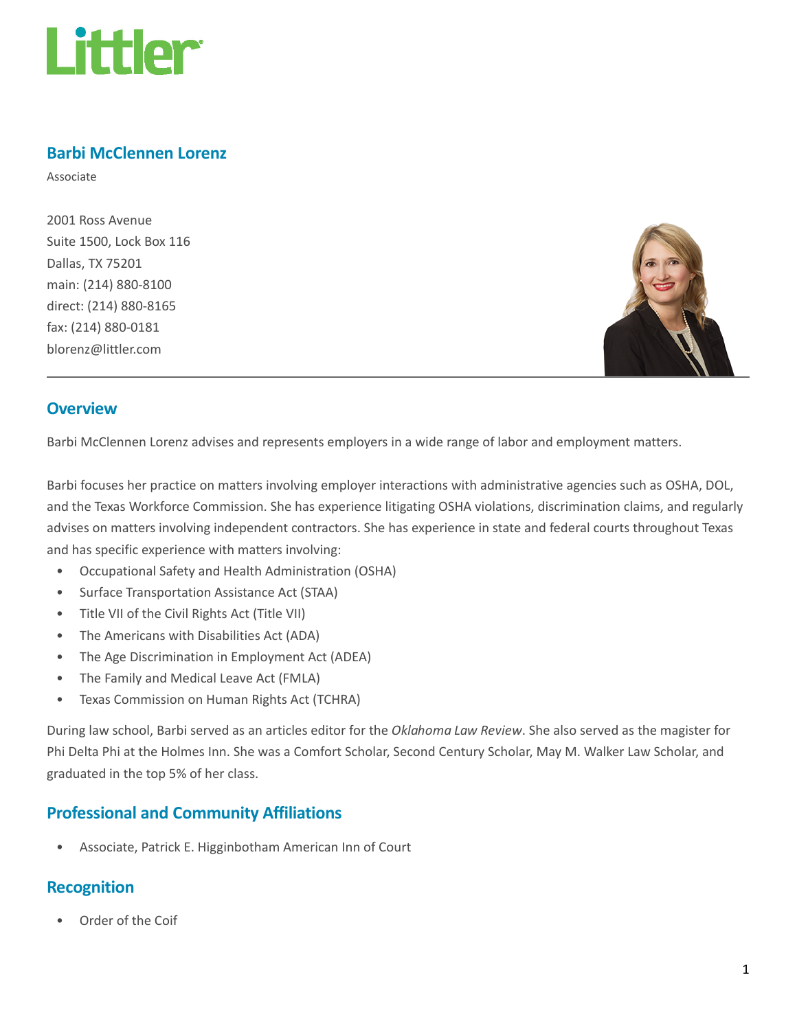# Barbi McClennen Lorenz

Associate

2001 Ross Avenue
Suite 1500, Lock Box 116
Dallas, TX 75201
main: (214) 880-8100
direct: (214) 880-8165
fax: (214) 880-0181
blorenz@littler.com

## Overview

Barbi McClennen Lorenz advises and represents employers in a wide range of labor and employment matters.

Barbi focuses her practice on matters involving employer interactions with administrative agencies such as OSHA, DOL, and the Texas Workforce Commission. She has experience litigating OSHA violations, discrimination claims, and regularly advises on matters involving independent contractors. She has experience in state and federal courts throughout Texas and has specific experience with matters involving:

- Occupational Safety and Health Administration (OSHA)
- Surface Transportation Assistance Act (STAA)
- Title VII of the Civil Rights Act (Title VII)
- The Americans with Disabilities Act (ADA)
- The Age Discrimination in Employment Act (ADEA)
- The Family and Medical Leave Act (FMLA)
- Texas Commission on Human Rights Act (TCHRA)

During law school, Barbi served as an articles editor for the *Oklahoma Law Review*. She also served as the magister for Phi Delta Phi at the Holmes Inn. She was a Comfort Scholar, Second Century Scholar, May M. Walker Law Scholar, and graduated in the top 5% of her class.

## Professional and Community Affiliations

- Associate, Patrick E. Higginbotham American Inn of Court

## Recognition

- Order of the Coif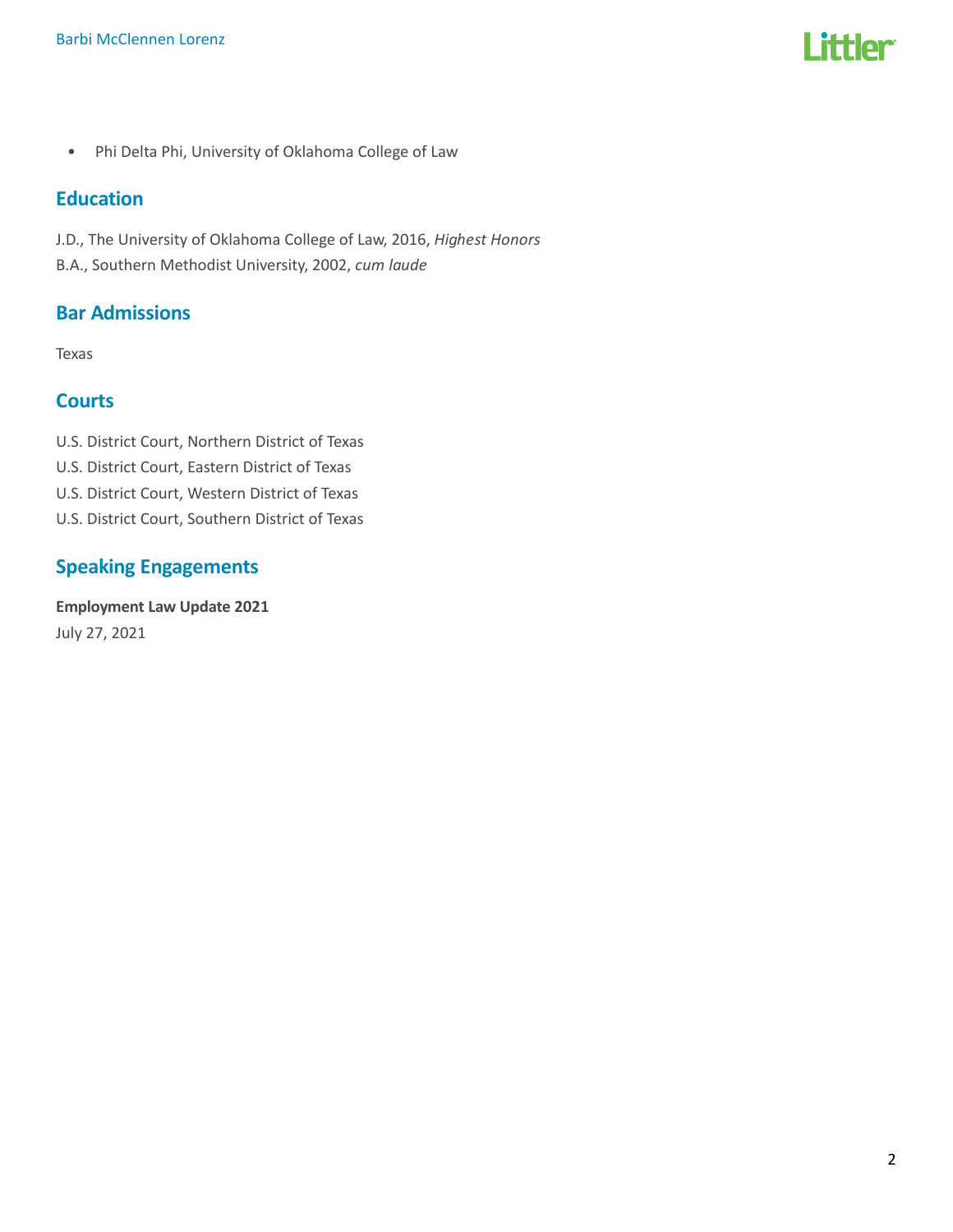- Phi Delta Phi, University of Oklahoma College of Law

## Education

J.D., The University of Oklahoma College of Law, 2016, *Highest Honors*
B.A., Southern Methodist University, 2002, *cum laude*

## Bar Admissions

Texas

## Courts

U.S. District Court, Northern District of Texas
U.S. District Court, Eastern District of Texas
U.S. District Court, Western District of Texas
U.S. District Court, Southern District of Texas

## Speaking Engagements

**Employment Law Update 2021**
July 27, 2021